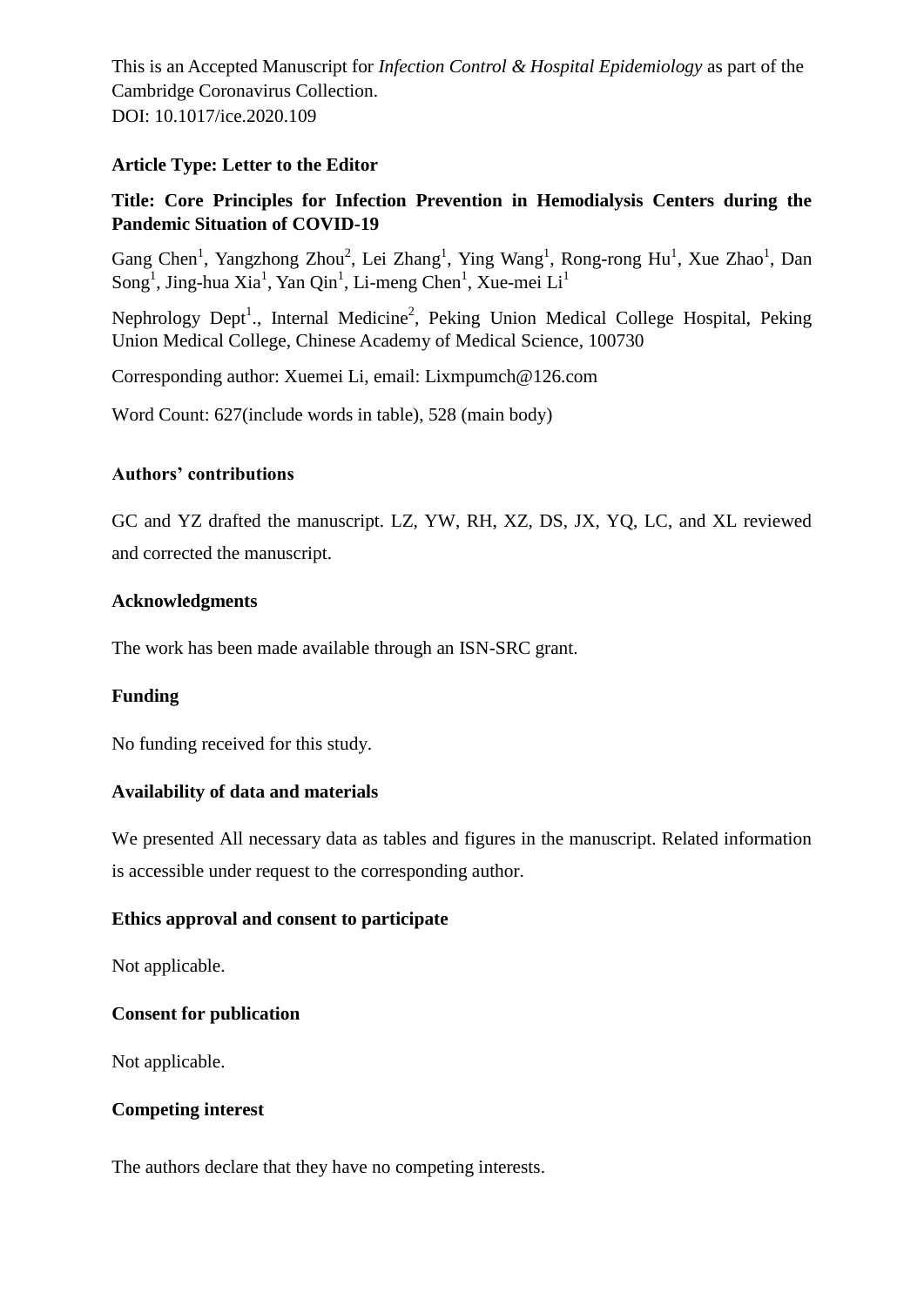This is an Accepted Manuscript for *Infection Control & Hospital Epidemiology* as part of the Cambridge Coronavirus Collection.
DOI: 10.1017/ice.2020.109

**Article Type: Letter to the Editor**

**Title: Core Principles for Infection Prevention in Hemodialysis Centers during the Pandemic Situation of COVID-19**

Gang Chen[1], Yangzhong Zhou[2], Lei Zhang[1], Ying Wang[1], Rong-rong Hu[1], Xue Zhao[1], Dan Song[1], Jing-hua Xia[1], Yan Qin[1], Li-meng Chen[1], Xue-mei Li[1]

Nephrology Dept[1]., Internal Medicine[2], Peking Union Medical College Hospital, Peking Union Medical College, Chinese Academy of Medical Science, 100730

Corresponding author: Xuemei Li, email: Lixmpumch@126.com

Word Count: 627(include words in table), 528 (main body)

## Authors' contributions

GC and YZ drafted the manuscript. LZ, YW, RH, XZ, DS, JX, YQ, LC, and XL reviewed and corrected the manuscript.

## Acknowledgments

The work has been made available through an ISN-SRC grant.

## Funding

No funding received for this study.

## Availability of data and materials

We presented All necessary data as tables and figures in the manuscript. Related information is accessible under request to the corresponding author.

## Ethics approval and consent to participate

Not applicable.

## Consent for publication

Not applicable.

## Competing interest

The authors declare that they have no competing interests.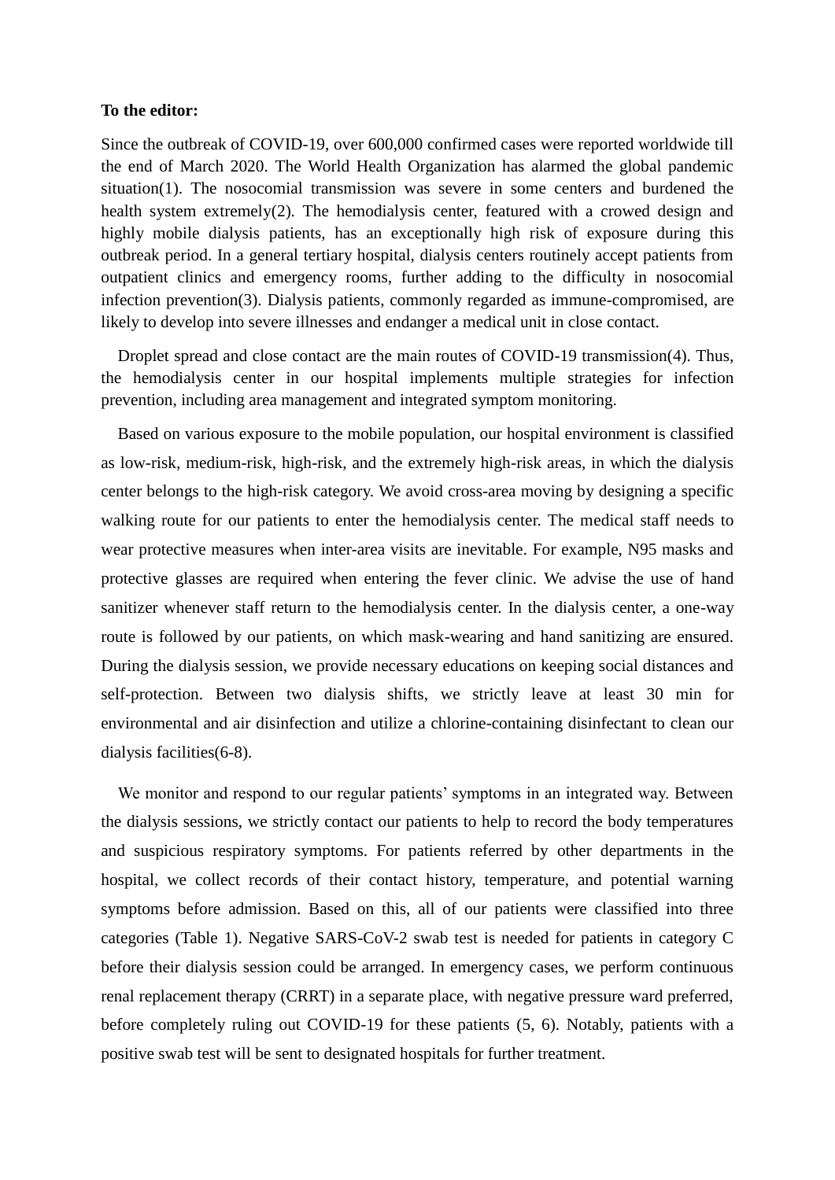**To the editor:**

Since the outbreak of COVID-19, over 600,000 confirmed cases were reported worldwide till the end of March 2020. The World Health Organization has alarmed the global pandemic situation(1). The nosocomial transmission was severe in some centers and burdened the health system extremely(2). The hemodialysis center, featured with a crowed design and highly mobile dialysis patients, has an exceptionally high risk of exposure during this outbreak period. In a general tertiary hospital, dialysis centers routinely accept patients from outpatient clinics and emergency rooms, further adding to the difficulty in nosocomial infection prevention(3). Dialysis patients, commonly regarded as immune-compromised, are likely to develop into severe illnesses and endanger a medical unit in close contact.

Droplet spread and close contact are the main routes of COVID-19 transmission(4). Thus, the hemodialysis center in our hospital implements multiple strategies for infection prevention, including area management and integrated symptom monitoring.

Based on various exposure to the mobile population, our hospital environment is classified as low-risk, medium-risk, high-risk, and the extremely high-risk areas, in which the dialysis center belongs to the high-risk category. We avoid cross-area moving by designing a specific walking route for our patients to enter the hemodialysis center. The medical staff needs to wear protective measures when inter-area visits are inevitable. For example, N95 masks and protective glasses are required when entering the fever clinic. We advise the use of hand sanitizer whenever staff return to the hemodialysis center. In the dialysis center, a one-way route is followed by our patients, on which mask-wearing and hand sanitizing are ensured. During the dialysis session, we provide necessary educations on keeping social distances and self-protection. Between two dialysis shifts, we strictly leave at least 30 min for environmental and air disinfection and utilize a chlorine-containing disinfectant to clean our dialysis facilities(6-8).

We monitor and respond to our regular patients' symptoms in an integrated way. Between the dialysis sessions, we strictly contact our patients to help to record the body temperatures and suspicious respiratory symptoms. For patients referred by other departments in the hospital, we collect records of their contact history, temperature, and potential warning symptoms before admission. Based on this, all of our patients were classified into three categories (Table 1). Negative SARS-CoV-2 swab test is needed for patients in category C before their dialysis session could be arranged. In emergency cases, we perform continuous renal replacement therapy (CRRT) in a separate place, with negative pressure ward preferred, before completely ruling out COVID-19 for these patients (5, 6). Notably, patients with a positive swab test will be sent to designated hospitals for further treatment.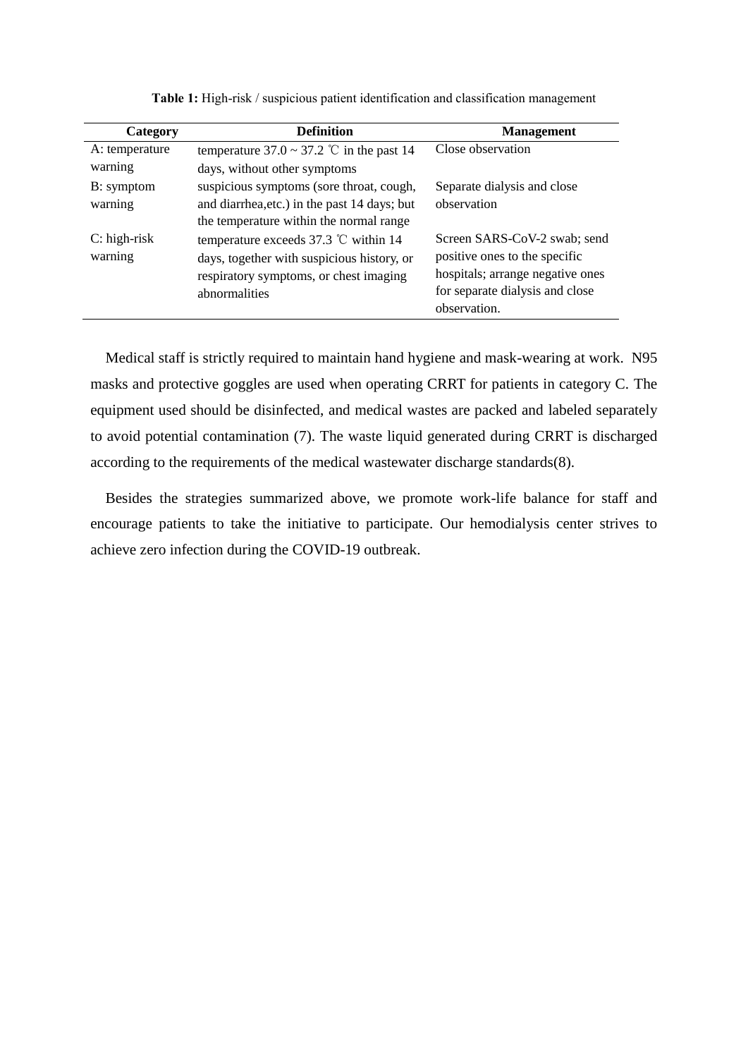**Table 1:** High-risk / suspicious patient identification and classification management

| Category | Definition | Management |
|---|---|---|
| A: temperature warning | temperature 37.0 ~ 37.2 ℃ in the past 14 days, without other symptoms | Close observation |
| B: symptom warning | suspicious symptoms (sore throat, cough, and diarrhea,etc.) in the past 14 days; but the temperature within the normal range | Separate dialysis and close observation |
| C: high-risk warning | temperature exceeds 37.3 ℃ within 14 days, together with suspicious history, or respiratory symptoms, or chest imaging abnormalities | Screen SARS-CoV-2 swab; send positive ones to the specific hospitals; arrange negative ones for separate dialysis and close observation. |

Medical staff is strictly required to maintain hand hygiene and mask-wearing at work. N95 masks and protective goggles are used when operating CRRT for patients in category C. The equipment used should be disinfected, and medical wastes are packed and labeled separately to avoid potential contamination (7). The waste liquid generated during CRRT is discharged according to the requirements of the medical wastewater discharge standards(8).

Besides the strategies summarized above, we promote work-life balance for staff and encourage patients to take the initiative to participate. Our hemodialysis center strives to achieve zero infection during the COVID-19 outbreak.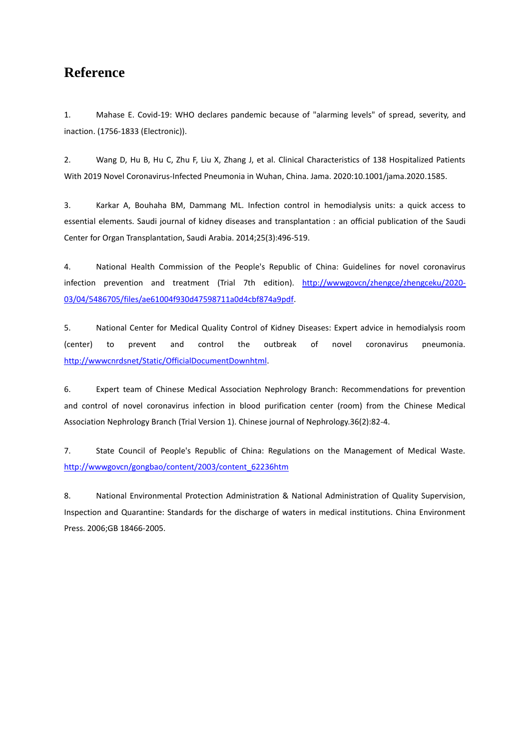# Reference

1. Mahase E. Covid-19: WHO declares pandemic because of "alarming levels" of spread, severity, and inaction. (1756-1833 (Electronic)).

2. Wang D, Hu B, Hu C, Zhu F, Liu X, Zhang J, et al. Clinical Characteristics of 138 Hospitalized Patients With 2019 Novel Coronavirus-Infected Pneumonia in Wuhan, China. Jama. 2020:10.1001/jama.2020.1585.

3. Karkar A, Bouhaha BM, Dammang ML. Infection control in hemodialysis units: a quick access to essential elements. Saudi journal of kidney diseases and transplantation : an official publication of the Saudi Center for Organ Transplantation, Saudi Arabia. 2014;25(3):496-519.

4. National Health Commission of the People's Republic of China: Guidelines for novel coronavirus infection prevention and treatment (Trial 7th edition). http://wwwgovcn/zhengce/zhengceku/2020-03/04/5486705/files/ae61004f930d47598711a0d4cbf874a9pdf.

5. National Center for Medical Quality Control of Kidney Diseases: Expert advice in hemodialysis room (center) to prevent and control the outbreak of novel coronavirus pneumonia. http://wwwcnrdsnet/Static/OfficialDocumentDownhtml.

6. Expert team of Chinese Medical Association Nephrology Branch: Recommendations for prevention and control of novel coronavirus infection in blood purification center (room) from the Chinese Medical Association Nephrology Branch (Trial Version 1). Chinese journal of Nephrology.36(2):82-4.

7. State Council of People's Republic of China: Regulations on the Management of Medical Waste. http://wwwgovcn/gongbao/content/2003/content_62236htm

8. National Environmental Protection Administration & National Administration of Quality Supervision, Inspection and Quarantine: Standards for the discharge of waters in medical institutions. China Environment Press. 2006;GB 18466-2005.